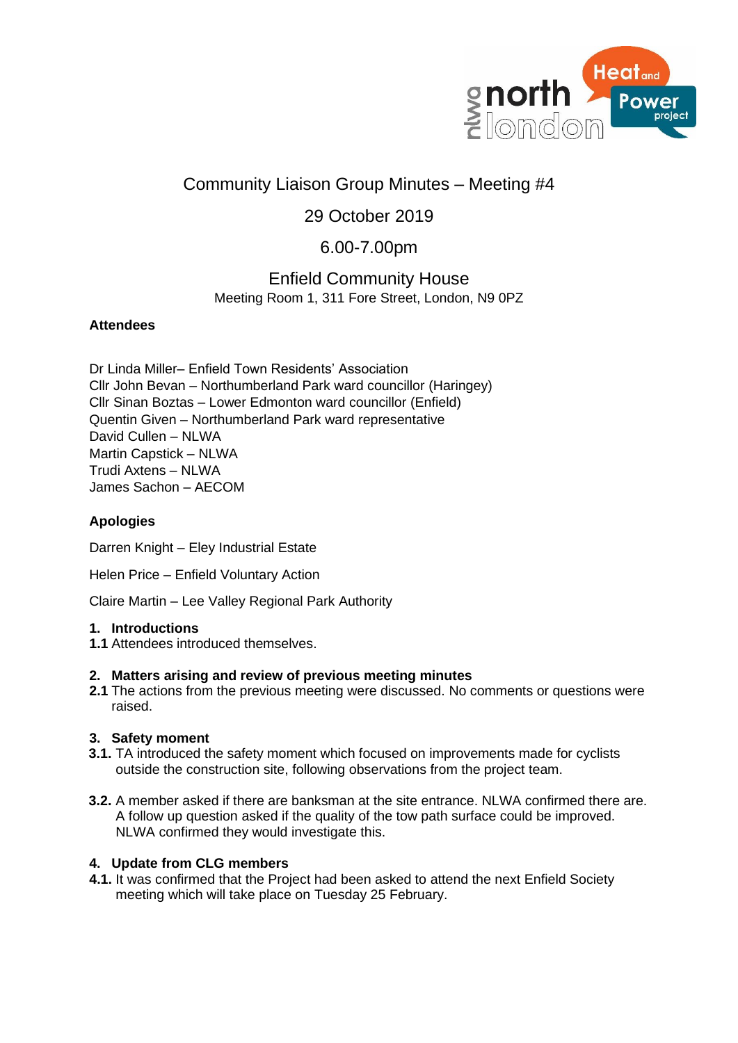# Community Liaison Group Minutes – Meeting #4

29 October 2019

6.00-7.00pm

Enfield Community House

Meeting Room 1, 311 Fore Street, London, N9 0PZ

**Attendees**

Dr Linda Miller– Enfield Town Residents' Association
Cllr John Bevan – Northumberland Park ward councillor (Haringey)
Cllr Sinan Boztas – Lower Edmonton ward councillor (Enfield)
Quentin Given – Northumberland Park ward representative
David Cullen – NLWA
Martin Capstick – NLWA
Trudi Axtens – NLWA
James Sachon – AECOM

**Apologies**

Darren Knight – Eley Industrial Estate

Helen Price – Enfield Voluntary Action

Claire Martin – Lee Valley Regional Park Authority

**1. Introductions**

**1.1** Attendees introduced themselves.

**2. Matters arising and review of previous meeting minutes**

**2.1** The actions from the previous meeting were discussed. No comments or questions were raised.

**3. Safety moment**

**3.1.** TA introduced the safety moment which focused on improvements made for cyclists outside the construction site, following observations from the project team.

**3.2.** A member asked if there are banksman at the site entrance. NLWA confirmed there are. A follow up question asked if the quality of the tow path surface could be improved. NLWA confirmed they would investigate this.

**4. Update from CLG members**

**4.1.** It was confirmed that the Project had been asked to attend the next Enfield Society meeting which will take place on Tuesday 25 February.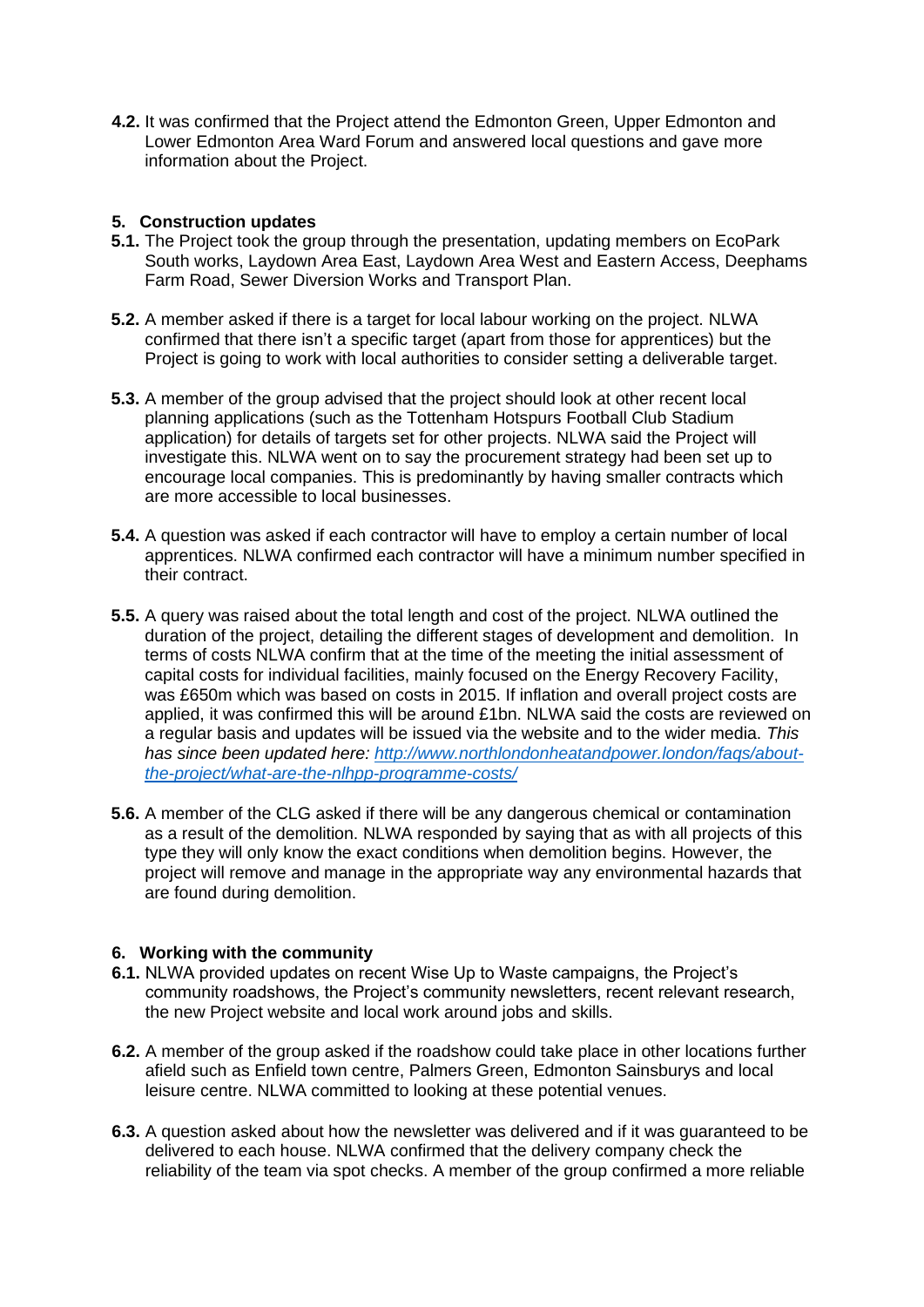**4.2.** It was confirmed that the Project attend the Edmonton Green, Upper Edmonton and Lower Edmonton Area Ward Forum and answered local questions and gave more information about the Project.

## 5. Construction updates

**5.1.** The Project took the group through the presentation, updating members on EcoPark South works, Laydown Area East, Laydown Area West and Eastern Access, Deephams Farm Road, Sewer Diversion Works and Transport Plan.

**5.2.** A member asked if there is a target for local labour working on the project. NLWA confirmed that there isn't a specific target (apart from those for apprentices) but the Project is going to work with local authorities to consider setting a deliverable target.

**5.3.** A member of the group advised that the project should look at other recent local planning applications (such as the Tottenham Hotspurs Football Club Stadium application) for details of targets set for other projects. NLWA said the Project will investigate this. NLWA went on to say the procurement strategy had been set up to encourage local companies. This is predominantly by having smaller contracts which are more accessible to local businesses.

**5.4.** A question was asked if each contractor will have to employ a certain number of local apprentices. NLWA confirmed each contractor will have a minimum number specified in their contract.

**5.5.** A query was raised about the total length and cost of the project. NLWA outlined the duration of the project, detailing the different stages of development and demolition. In terms of costs NLWA confirm that at the time of the meeting the initial assessment of capital costs for individual facilities, mainly focused on the Energy Recovery Facility, was £650m which was based on costs in 2015. If inflation and overall project costs are applied, it was confirmed this will be around £1bn. NLWA said the costs are reviewed on a regular basis and updates will be issued via the website and to the wider media. *This has since been updated here: [http://www.northlondonheatandpower.london/faqs/about-the-project/what-are-the-nlhpp-programme-costs/](http://www.northlondonheatandpower.london/faqs/about-the-project/what-are-the-nlhpp-programme-costs/)*

**5.6.** A member of the CLG asked if there will be any dangerous chemical or contamination as a result of the demolition. NLWA responded by saying that as with all projects of this type they will only know the exact conditions when demolition begins. However, the project will remove and manage in the appropriate way any environmental hazards that are found during demolition.

## 6. Working with the community

**6.1.** NLWA provided updates on recent Wise Up to Waste campaigns, the Project's community roadshows, the Project's community newsletters, recent relevant research, the new Project website and local work around jobs and skills.

**6.2.** A member of the group asked if the roadshow could take place in other locations further afield such as Enfield town centre, Palmers Green, Edmonton Sainsburys and local leisure centre. NLWA committed to looking at these potential venues.

**6.3.** A question asked about how the newsletter was delivered and if it was guaranteed to be delivered to each house. NLWA confirmed that the delivery company check the reliability of the team via spot checks. A member of the group confirmed a more reliable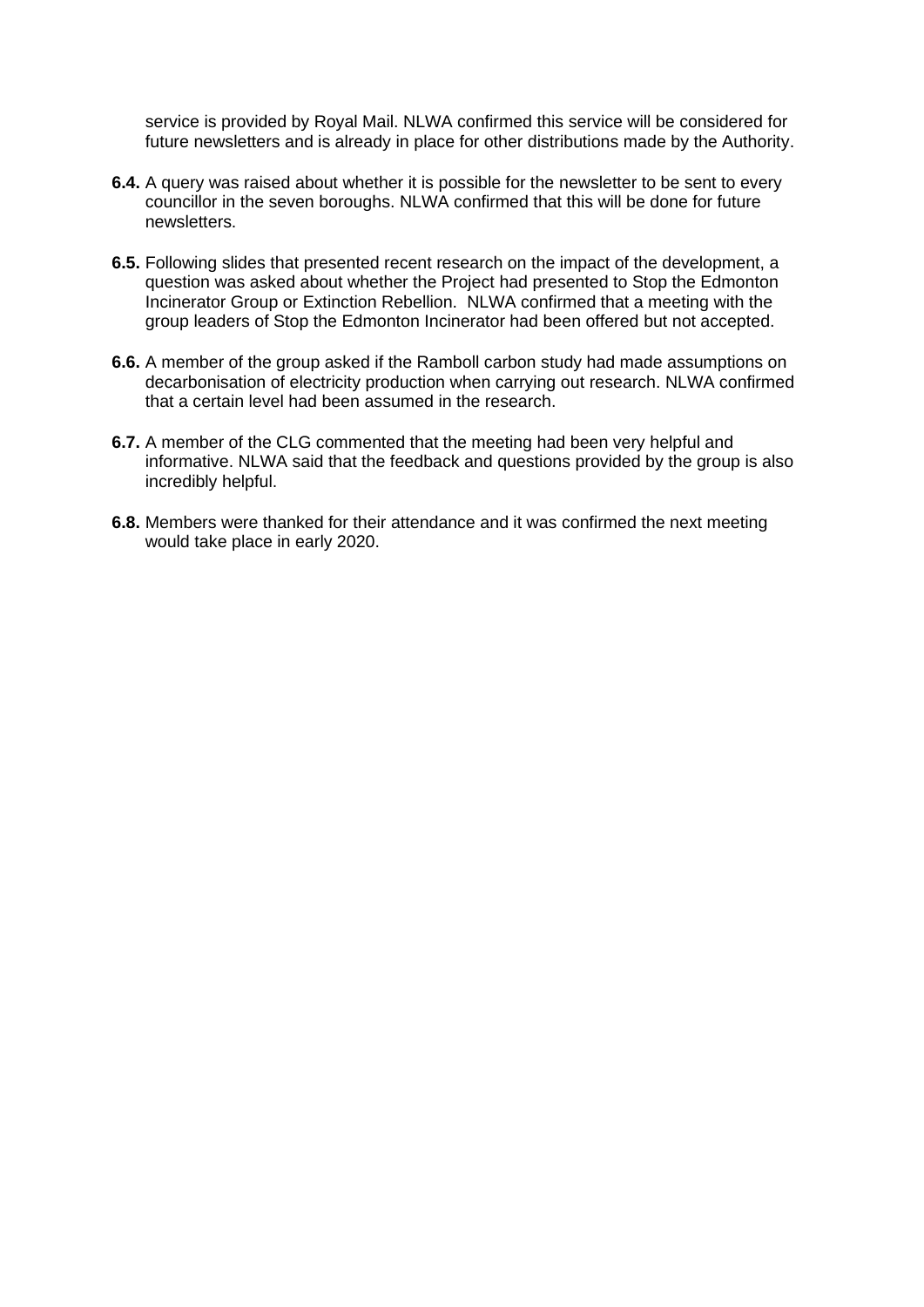service is provided by Royal Mail. NLWA confirmed this service will be considered for future newsletters and is already in place for other distributions made by the Authority.

**6.4.** A query was raised about whether it is possible for the newsletter to be sent to every councillor in the seven boroughs. NLWA confirmed that this will be done for future newsletters.

**6.5.** Following slides that presented recent research on the impact of the development, a question was asked about whether the Project had presented to Stop the Edmonton Incinerator Group or Extinction Rebellion. NLWA confirmed that a meeting with the group leaders of Stop the Edmonton Incinerator had been offered but not accepted.

**6.6.** A member of the group asked if the Ramboll carbon study had made assumptions on decarbonisation of electricity production when carrying out research. NLWA confirmed that a certain level had been assumed in the research.

**6.7.** A member of the CLG commented that the meeting had been very helpful and informative. NLWA said that the feedback and questions provided by the group is also incredibly helpful.

**6.8.** Members were thanked for their attendance and it was confirmed the next meeting would take place in early 2020.